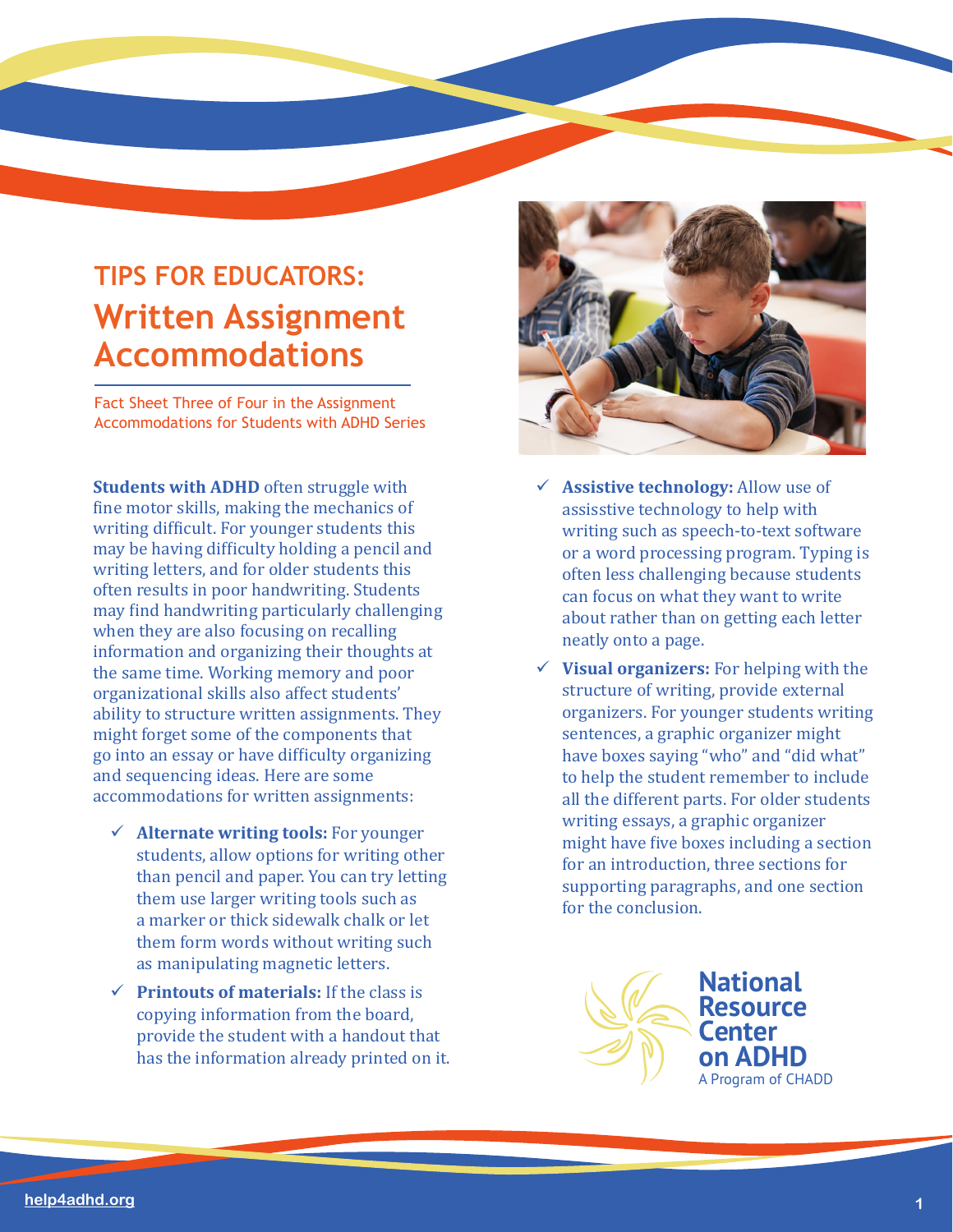# TIPS FOR EDUCATORS:
## Written Assignment Accommodations

Fact Sheet Three of Four in the Assignment Accommodations for Students with ADHD Series

**Students with ADHD** often struggle with fine motor skills, making the mechanics of writing difficult. For younger students this may be having difficulty holding a pencil and writing letters, and for older students this often results in poor handwriting. Students may find handwriting particularly challenging when they are also focusing on recalling information and organizing their thoughts at the same time. Working memory and poor organizational skills also affect students' ability to structure written assignments. They might forget some of the components that go into an essay or have difficulty organizing and sequencing ideas. Here are some accommodations for written assignments:

- ✓ **Alternate writing tools:** For younger students, allow options for writing other than pencil and paper. You can try letting them use larger writing tools such as a marker or thick sidewalk chalk or let them form words without writing such as manipulating magnetic letters.
- ✓ **Printouts of materials:** If the class is copying information from the board, provide the student with a handout that has the information already printed on it.
- ✓ **Assistive technology:** Allow use of assisstive technology to help with writing such as speech-to-text software or a word processing program. Typing is often less challenging because students can focus on what they want to write about rather than on getting each letter neatly onto a page.
- ✓ **Visual organizers:** For helping with the structure of writing, provide external organizers. For younger students writing sentences, a graphic organizer might have boxes saying "who" and "did what" to help the student remember to include all the different parts. For older students writing essays, a graphic organizer might have five boxes including a section for an introduction, three sections for supporting paragraphs, and one section for the conclusion.

National Resource Center on ADHD
A Program of CHADD

help4adhd.org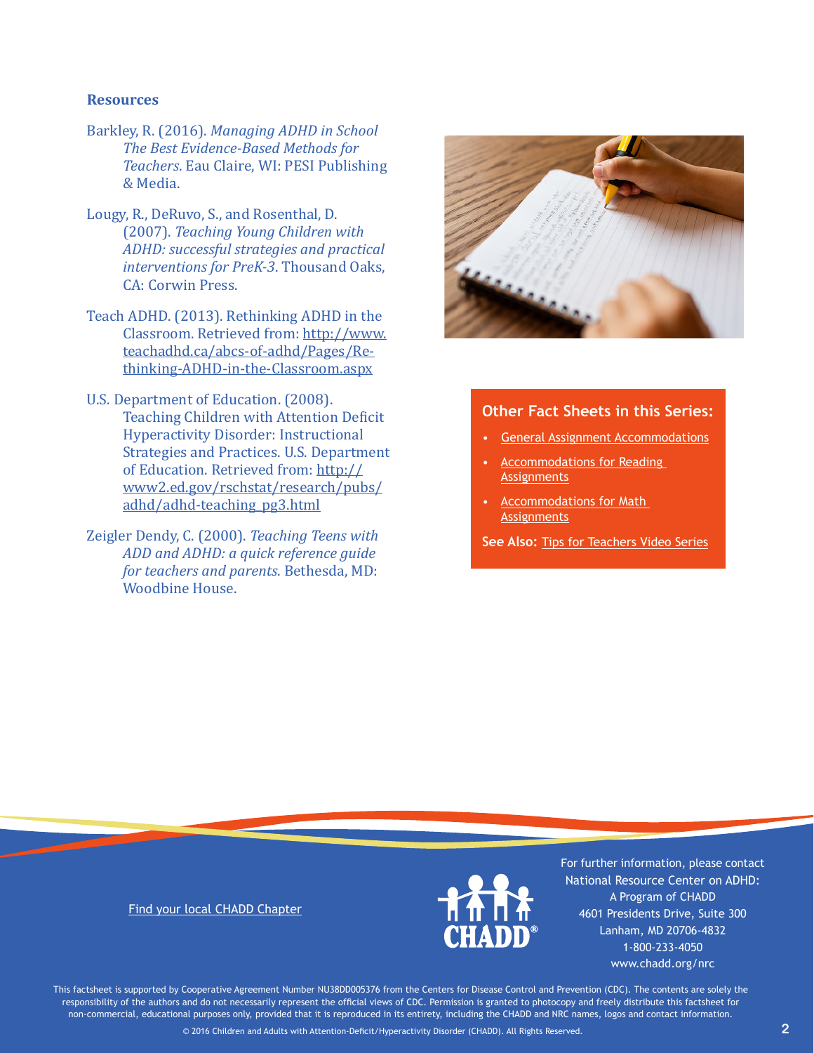## Resources

Barkley, R. (2016). *Managing ADHD in School The Best Evidence-Based Methods for Teachers*. Eau Claire, WI: PESI Publishing & Media.

Lougy, R., DeRuvo, S., and Rosenthal, D. (2007). *Teaching Young Children with ADHD: successful strategies and practical interventions for PreK-3*. Thousand Oaks, CA: Corwin Press.

Teach ADHD. (2013). Rethinking ADHD in the Classroom. Retrieved from: http://www.teachadhd.ca/abcs-of-adhd/Pages/Re-thinking-ADHD-in-the-Classroom.aspx

U.S. Department of Education. (2008). Teaching Children with Attention Deficit Hyperactivity Disorder: Instructional Strategies and Practices. U.S. Department of Education. Retrieved from: http://www2.ed.gov/rschstat/research/pubs/adhd/adhd-teaching_pg3.html

Zeigler Dendy, C. (2000). *Teaching Teens with ADD and ADHD: a quick reference guide for teachers and parents*. Bethesda, MD: Woodbine House.

### Other Fact Sheets in this Series:

- General Assignment Accommodations
- Accommodations for Reading Assignments
- Accommodations for Math Assignments

**See Also:** Tips for Teachers Video Series

Find your local CHADD Chapter

For further information, please contact
National Resource Center on ADHD:
A Program of CHADD
4601 Presidents Drive, Suite 300
Lanham, MD 20706-4832
1-800-233-4050
www.chadd.org/nrc

This factsheet is supported by Cooperative Agreement Number NU38DD005376 from the Centers for Disease Control and Prevention (CDC). The contents are solely the responsibility of the authors and do not necessarily represent the official views of CDC. Permission is granted to photocopy and freely distribute this factsheet for non-commercial, educational purposes only, provided that it is reproduced in its entirety, including the CHADD and NRC names, logos and contact information.

© 2016 Children and Adults with Attention-Deficit/Hyperactivity Disorder (CHADD). All Rights Reserved.